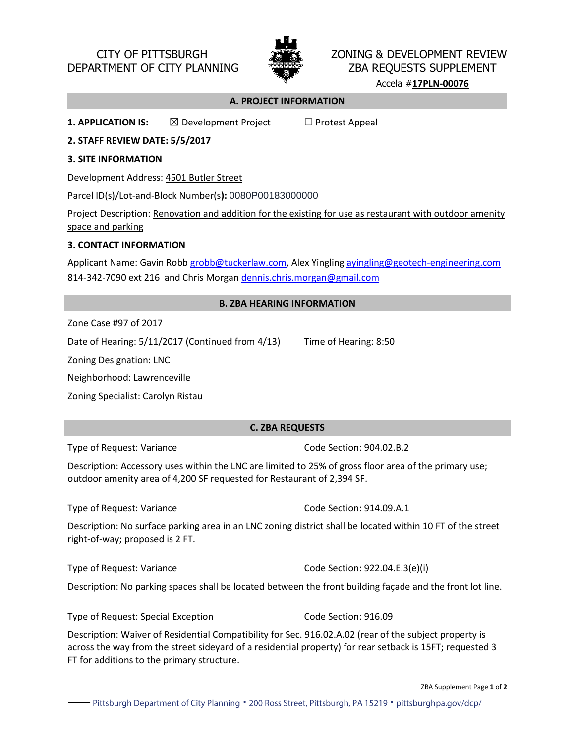CITY OF PITTSBURGH
DEPARTMENT OF CITY PLANNING

ZONING & DEVELOPMENT REVIEW
ZBA REQUESTS SUPPLEMENT
Accela #**17PLN-00076**

## A. PROJECT INFORMATION

**1. APPLICATION IS:** ☒ Development Project ☐ Protest Appeal

**2. STAFF REVIEW DATE: 5/5/2017**

**3. SITE INFORMATION**

Development Address: 4501 Butler Street

Parcel ID(s)/Lot-and-Block Number(s**):** 0080P00183000000

Project Description: Renovation and addition for the existing for use as restaurant with outdoor amenity space and parking

**3. CONTACT INFORMATION**

Applicant Name: Gavin Robb grobb@tuckerlaw.com, Alex Yingling ayingling@geotech-engineering.com 814-342-7090 ext 216 and Chris Morgan dennis.chris.morgan@gmail.com

## B. ZBA HEARING INFORMATION

Zone Case #97 of 2017

Date of Hearing: 5/11/2017 (Continued from 4/13) Time of Hearing: 8:50

Zoning Designation: LNC

Neighborhood: Lawrenceville

Zoning Specialist: Carolyn Ristau

## C. ZBA REQUESTS

Type of Request: Variance Code Section: 904.02.B.2

Description: Accessory uses within the LNC are limited to 25% of gross floor area of the primary use; outdoor amenity area of 4,200 SF requested for Restaurant of 2,394 SF.

Type of Request: Variance Code Section: 914.09.A.1

Description: No surface parking area in an LNC zoning district shall be located within 10 FT of the street right-of-way; proposed is 2 FT.

Type of Request: Variance Code Section: 922.04.E.3(e)(i)

Description: No parking spaces shall be located between the front building façade and the front lot line.

Type of Request: Special Exception Code Section: 916.09

Description: Waiver of Residential Compatibility for Sec. 916.02.A.02 (rear of the subject property is across the way from the street sideyard of a residential property) for rear setback is 15FT; requested 3 FT for additions to the primary structure.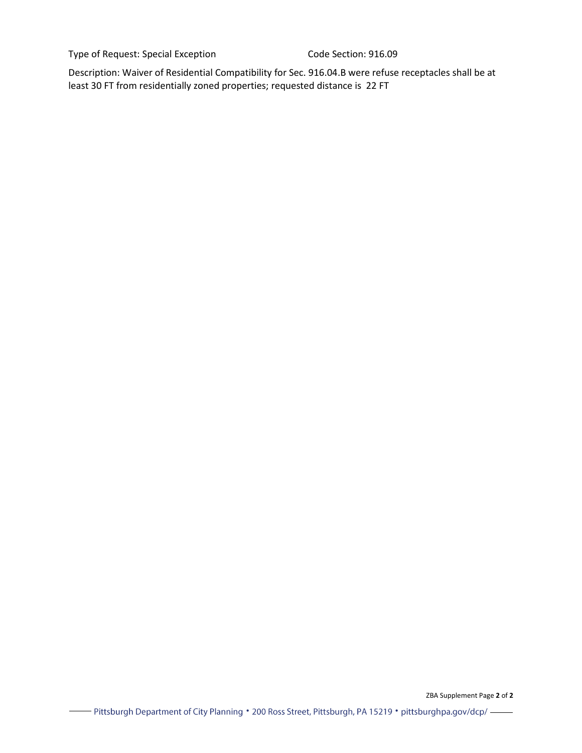Type of Request: Special Exception    Code Section: 916.09

Description: Waiver of Residential Compatibility for Sec. 916.04.B were refuse receptacles shall be at least 30 FT from residentially zoned properties; requested distance is 22 FT